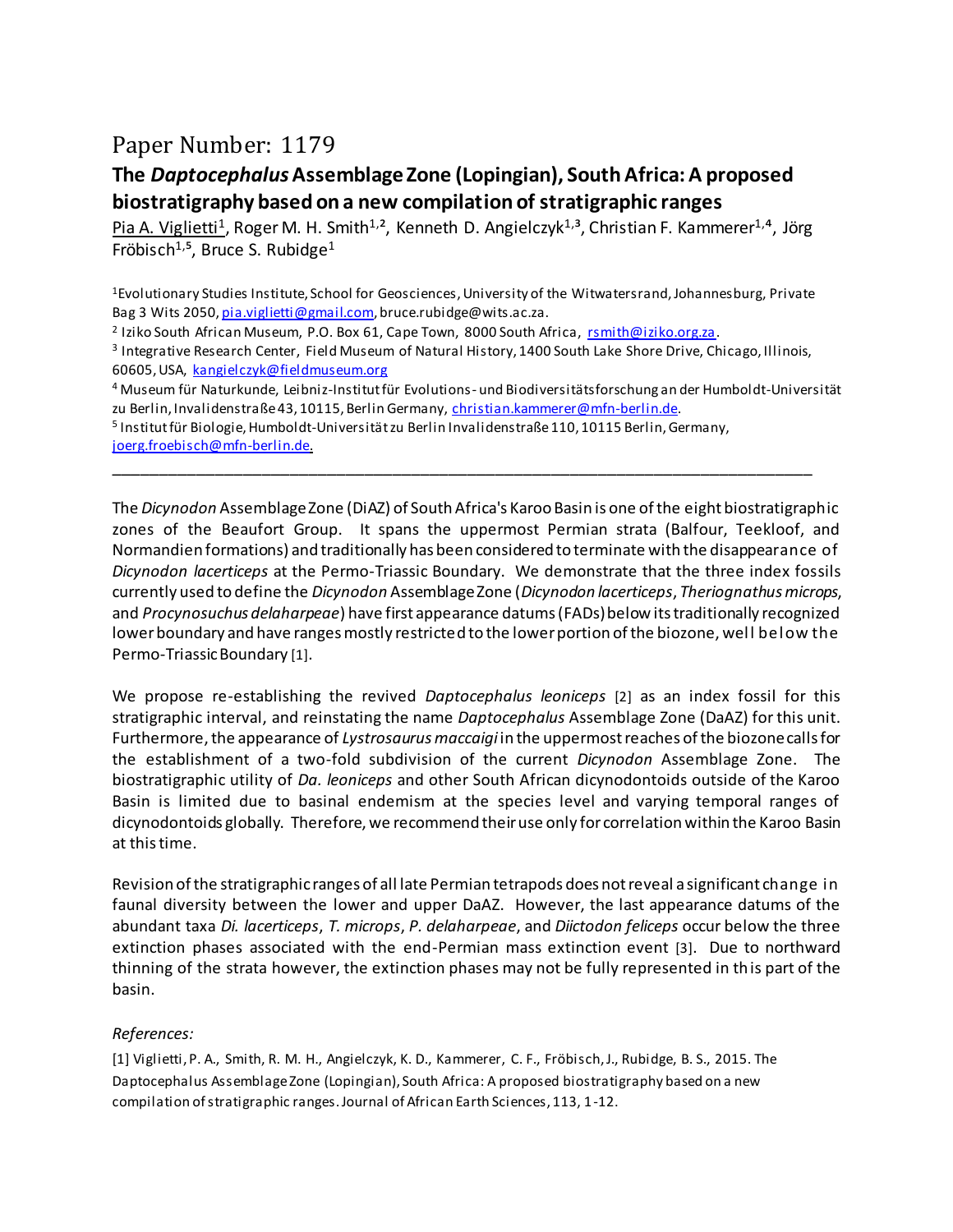Paper Number: 1179

# The *Daptocephalus* Assemblage Zone (Lopingian), South Africa: A proposed biostratigraphy based on a new compilation of stratigraphic ranges

Pia A. Viglietti[1], Roger M. H. Smith[1,2], Kenneth D. Angielczyk[1,3], Christian F. Kammerer[1,4], Jörg Fröbisch[1,5], Bruce S. Rubidge[1]

[1]Evolutionary Studies Institute, School for Geosciences, University of the Witwatersrand, Johannesburg, Private Bag 3 Wits 2050, pia.viglietti@gmail.com, bruce.rubidge@wits.ac.za.

[2] Iziko South African Museum, P.O. Box 61, Cape Town, 8000 South Africa, rsmith@iziko.org.za.

[3] Integrative Research Center, Field Museum of Natural History, 1400 South Lake Shore Drive, Chicago, Illinois, 60605, USA, kangielczyk@fieldmuseum.org

[4] Museum für Naturkunde, Leibniz-Institut für Evolutions- und Biodiversitätsforschung an der Humboldt-Universität zu Berlin, Invalidenstraße 43, 10115, Berlin Germany, christian.kammerer@mfn-berlin.de.

[5] Institut für Biologie, Humboldt-Universität zu Berlin Invalidenstraße 110, 10115 Berlin, Germany, joerg.froebisch@mfn-berlin.de.

---

The *Dicynodon* Assemblage Zone (DiAZ) of South Africa's Karoo Basin is one of the eight biostratigraphic zones of the Beaufort Group. It spans the uppermost Permian strata (Balfour, Teekloof, and Normandien formations) and traditionally has been considered to terminate with the disappearance of *Dicynodon lacerticeps* at the Permo-Triassic Boundary. We demonstrate that the three index fossils currently used to define the *Dicynodon* Assemblage Zone (*Dicynodon lacerticeps*, *Theriognathus microps*, and *Procynosuchus delaharpeae*) have first appearance datums (FADs) below its traditionally recognized lower boundary and have ranges mostly restricted to the lower portion of the biozone, well below the Permo-Triassic Boundary [1].

We propose re-establishing the revived *Daptocephalus leoniceps* [2] as an index fossil for this stratigraphic interval, and reinstating the name *Daptocephalus* Assemblage Zone (DaAZ) for this unit. Furthermore, the appearance of *Lystrosaurus maccaigi* in the uppermost reaches of the biozone calls for the establishment of a two-fold subdivision of the current *Dicynodon* Assemblage Zone. The biostratigraphic utility of *Da. leoniceps* and other South African dicynodontoids outside of the Karoo Basin is limited due to basinal endemism at the species level and varying temporal ranges of dicynodontoids globally. Therefore, we recommend their use only for correlation within the Karoo Basin at this time.

Revision of the stratigraphic ranges of all late Permian tetrapods does not reveal a significant change in faunal diversity between the lower and upper DaAZ. However, the last appearance datums of the abundant taxa *Di. lacerticeps*, *T. microps*, *P. delaharpeae*, and *Diictodon feliceps* occur below the three extinction phases associated with the end-Permian mass extinction event [3]. Due to northward thinning of the strata however, the extinction phases may not be fully represented in this part of the basin.

*References:*

[1] Viglietti, P. A., Smith, R. M. H., Angielczyk, K. D., Kammerer, C. F., Fröbisch, J., Rubidge, B. S., 2015. The Daptocephalus Assemblage Zone (Lopingian), South Africa: A proposed biostratigraphy based on a new compilation of stratigraphic ranges. Journal of African Earth Sciences, 113, 1-12.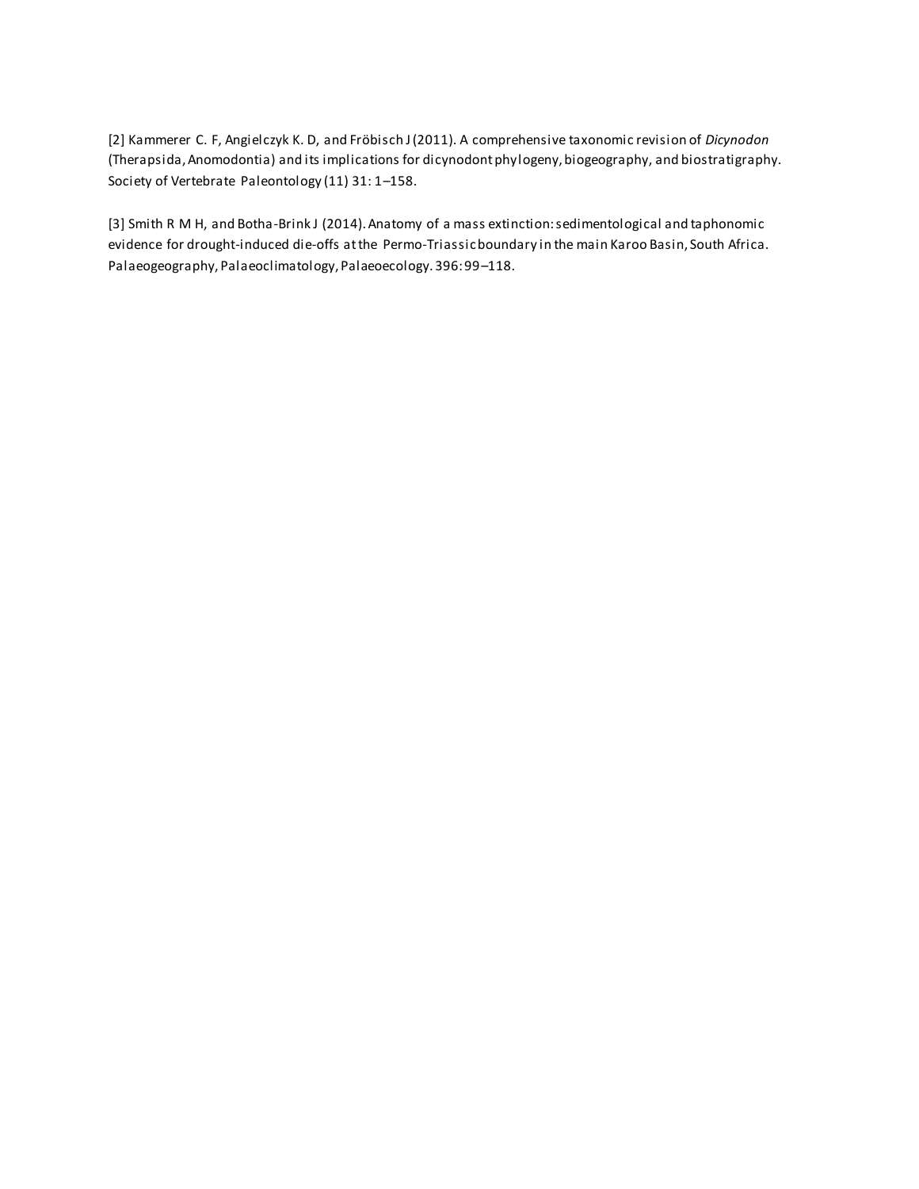[2] Kammerer C. F, Angielczyk K. D, and Fröbisch J (2011). A comprehensive taxonomic revision of *Dicynodon* (Therapsida, Anomodontia) and its implications for dicynodont phylogeny, biogeography, and biostratigraphy. Society of Vertebrate Paleontology (11) 31: 1–158.

[3] Smith R M H, and Botha-Brink J (2014). Anatomy of a mass extinction: sedimentological and taphonomic evidence for drought-induced die-offs at the Permo-Triassic boundary in the main Karoo Basin, South Africa. Palaeogeography, Palaeoclimatology, Palaeoecology. 396: 99–118.